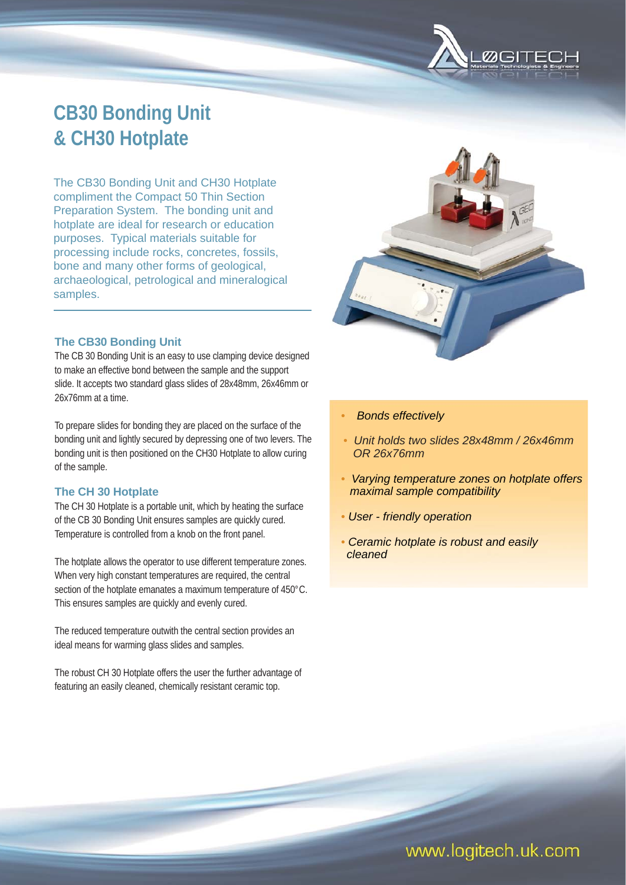# CB30 Bonding Unit & CH30 Hotplate

The CB30 Bonding Unit and CH30 Hotplate compliment the Compact 50 Thin Section Preparation System. The bonding unit and hotplate are ideal for research or education purposes. Typical materials suitable for processing include rocks, concretes, fossils, bone and many other forms of geological, archaeological, petrological and mineralogical samples.

## The CB30 Bonding Unit

The CB 30 Bonding Unit is an easy to use clamping device designed to make an effective bond between the sample and the support slide. It accepts two standard glass slides of 28x48mm, 26x46mm or 26x76mm at a time.

To prepare slides for bonding they are placed on the surface of the bonding unit and lightly secured by depressing one of two levers. The bonding unit is then positioned on the CH30 Hotplate to allow curing of the sample.

## The CH 30 Hotplate

The CH 30 Hotplate is a portable unit, which by heating the surface of the CB 30 Bonding Unit ensures samples are quickly cured. Temperature is controlled from a knob on the front panel.

The hotplate allows the operator to use different temperature zones. When very high constant temperatures are required, the central section of the hotplate emanates a maximum temperature of 450°C. This ensures samples are quickly and evenly cured.

The reduced temperature outwith the central section provides an ideal means for warming glass slides and samples.

The robust CH 30 Hotplate offers the user the further advantage of featuring an easily cleaned, chemically resistant ceramic top.

- *Bonds effectively*
- *Unit holds two slides 28x48mm / 26x46mm OR 26x76mm*
- *Varying temperature zones on hotplate offers maximal sample compatibility*
- *User - friendly operation*
- *Ceramic hotplate is robust and easily cleaned*

www.logitech.uk.com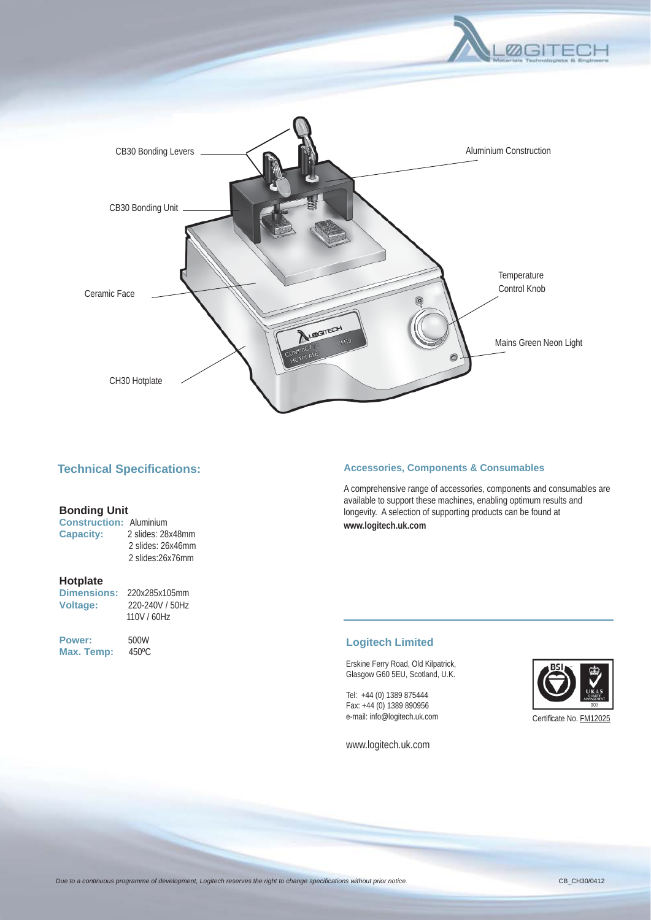CB30 Bonding Levers

Aluminium Construction

CB30 Bonding Unit

Temperature Control Knob

Ceramic Face

Mains Green Neon Light

CH30 Hotplate

## Technical Specifications:

### Bonding Unit

**Construction:** Aluminium
**Capacity:** 2 slides: 28x48mm
2 slides: 26x46mm
2 slides:26x76mm

### Hotplate

**Dimensions:** 220x285x105mm
**Voltage:** 220-240V / 50Hz
110V / 60Hz

**Power:** 500W
**Max. Temp:** 450ºC

### Accessories, Components & Consumables

A comprehensive range of accessories, components and consumables are available to support these machines, enabling optimum results and longevity. A selection of supporting products can be found at **www.logitech.uk.com**

### Logitech Limited

Erskine Ferry Road, Old Kilpatrick,
Glasgow G60 5EU, Scotland, U.K.

Tel: +44 (0) 1389 875444
Fax: +44 (0) 1389 890956
e-mail: info@logitech.uk.com

www.logitech.uk.com

Certificate No. FM12025

*Due to a continuous programme of development, Logitech reserves the right to change specifications without prior notice.*

CB_CH30/0412